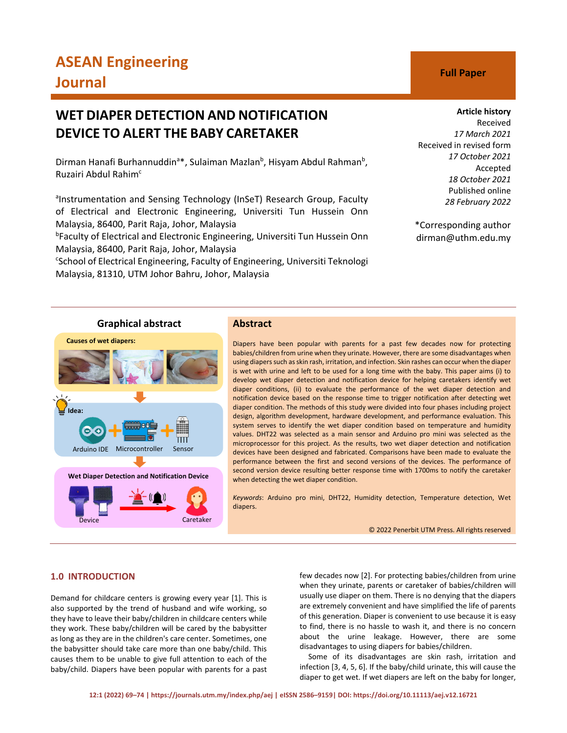# ASEAN Engineering Journal

**Full Paper**

# WET DIAPER DETECTION AND NOTIFICATION DEVICE TO ALERT THE BABY CARETAKER

Dirman Hanafi Burhannuddin[a]*, Sulaiman Mazlan[b], Hisyam Abdul Rahman[b], Ruzairi Abdul Rahim[c]

[a]Instrumentation and Sensing Technology (InSeT) Research Group, Faculty of Electrical and Electronic Engineering, Universiti Tun Hussein Onn Malaysia, 86400, Parit Raja, Johor, Malaysia

[b]Faculty of Electrical and Electronic Engineering, Universiti Tun Hussein Onn Malaysia, 86400, Parit Raja, Johor, Malaysia

[c]School of Electrical Engineering, Faculty of Engineering, Universiti Teknologi Malaysia, 81310, UTM Johor Bahru, Johor, Malaysia

**Article history**

Received
*17 March 2021*
Received in revised form
*17 October 2021*
Accepted
*18 October 2021*
Published online
*28 February 2022*

*Corresponding author
dirman@uthm.edu.my

## Graphical abstract

Causes of wet diapers:

Idea:

Arduino IDE + Microcontroller + Sensor

Wet Diaper Detection and Notification Device

Device → Caretaker

## Abstract

Diapers have been popular with parents for a past few decades now for protecting babies/children from urine when they urinate. However, there are some disadvantages when using diapers such as skin rash, irritation, and infection. Skin rashes can occur when the diaper is wet with urine and left to be used for a long time with the baby. This paper aims (i) to develop wet diaper detection and notification device for helping caretakers identify wet diaper conditions, (ii) to evaluate the performance of the wet diaper detection and notification device based on the response time to trigger notification after detecting wet diaper condition. The methods of this study were divided into four phases including project design, algorithm development, hardware development, and performance evaluation. This system serves to identify the wet diaper condition based on temperature and humidity values. DHT22 was selected as a main sensor and Arduino pro mini was selected as the microprocessor for this project. As the results, two wet diaper detection and notification devices have been designed and fabricated. Comparisons have been made to evaluate the performance between the first and second versions of the devices. The performance of second version device resulting better response time with 1700ms to notify the caretaker when detecting the wet diaper condition.

*Keywords*: Arduino pro mini, DHT22, Humidity detection, Temperature detection, Wet diapers.

© 2022 Penerbit UTM Press. All rights reserved

## 1.0 INTRODUCTION

Demand for childcare centers is growing every year [1]. This is also supported by the trend of husband and wife working, so they have to leave their baby/children in childcare centers while they work. These baby/children will be cared by the babysitter as long as they are in the children's care center. Sometimes, one the babysitter should take care more than one baby/child. This causes them to be unable to give full attention to each of the baby/child. Diapers have been popular with parents for a past few decades now [2]. For protecting babies/children from urine when they urinate, parents or caretaker of babies/children will usually use diaper on them. There is no denying that the diapers are extremely convenient and have simplified the life of parents of this generation. Diaper is convenient to use because it is easy to find, there is no hassle to wash it, and there is no concern about the urine leakage. However, there are some disadvantages to using diapers for babies/children.

Some of its disadvantages are skin rash, irritation and infection [3, 4, 5, 6]. If the baby/child urinate, this will cause the diaper to get wet. If wet diapers are left on the baby for longer,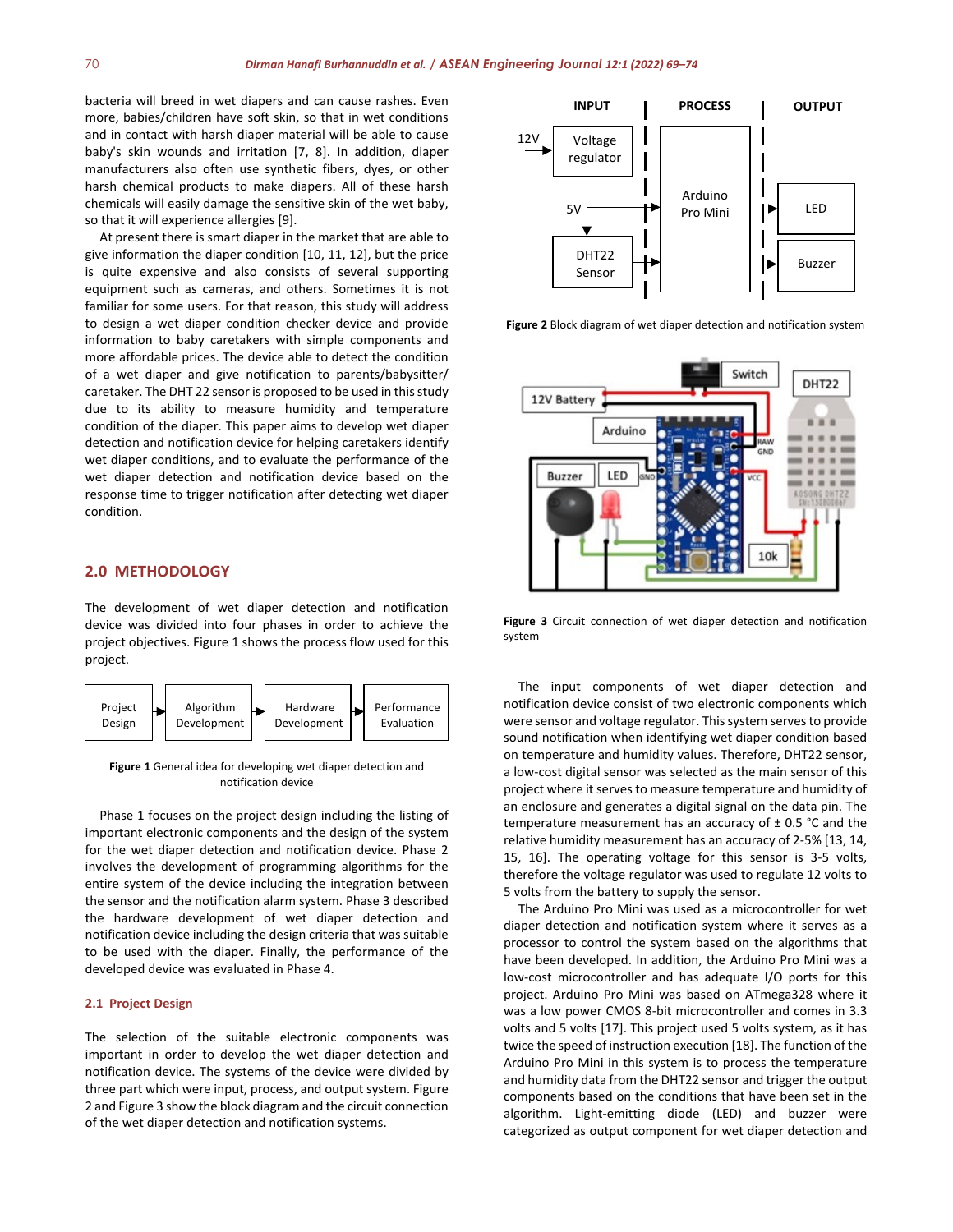bacteria will breed in wet diapers and can cause rashes. Even more, babies/children have soft skin, so that in wet conditions and in contact with harsh diaper material will be able to cause baby's skin wounds and irritation [7, 8]. In addition, diaper manufacturers also often use synthetic fibers, dyes, or other harsh chemical products to make diapers. All of these harsh chemicals will easily damage the sensitive skin of the wet baby, so that it will experience allergies [9].

At present there is smart diaper in the market that are able to give information the diaper condition [10, 11, 12], but the price is quite expensive and also consists of several supporting equipment such as cameras, and others. Sometimes it is not familiar for some users. For that reason, this study will address to design a wet diaper condition checker device and provide information to baby caretakers with simple components and more affordable prices. The device able to detect the condition of a wet diaper and give notification to parents/babysitter/caretaker. The DHT 22 sensor is proposed to be used in this study due to its ability to measure humidity and temperature condition of the diaper. This paper aims to develop wet diaper detection and notification device for helping caretakers identify wet diaper conditions, and to evaluate the performance of the wet diaper detection and notification device based on the response time to trigger notification after detecting wet diaper condition.

## 2.0 METHODOLOGY

The development of wet diaper detection and notification device was divided into four phases in order to achieve the project objectives. Figure 1 shows the process flow used for this project.

Project Design → Algorithm Development → Hardware Development → Performance Evaluation

**Figure 1** General idea for developing wet diaper detection and notification device

Phase 1 focuses on the project design including the listing of important electronic components and the design of the system for the wet diaper detection and notification device. Phase 2 involves the development of programming algorithms for the entire system of the device including the integration between the sensor and the notification alarm system. Phase 3 described the hardware development of wet diaper detection and notification device including the design criteria that was suitable to be used with the diaper. Finally, the performance of the developed device was evaluated in Phase 4.

### 2.1 Project Design

The selection of the suitable electronic components was important in order to develop the wet diaper detection and notification device. The systems of the device were divided by three part which were input, process, and output system. Figure 2 and Figure 3 show the block diagram and the circuit connection of the wet diaper detection and notification systems.

**Figure 2** Block diagram of wet diaper detection and notification system

**Figure 3** Circuit connection of wet diaper detection and notification system

The input components of wet diaper detection and notification device consist of two electronic components which were sensor and voltage regulator. This system serves to provide sound notification when identifying wet diaper condition based on temperature and humidity values. Therefore, DHT22 sensor, a low-cost digital sensor was selected as the main sensor of this project where it serves to measure temperature and humidity of an enclosure and generates a digital signal on the data pin. The temperature measurement has an accuracy of ± 0.5 °C and the relative humidity measurement has an accuracy of 2-5% [13, 14, 15, 16]. The operating voltage for this sensor is 3-5 volts, therefore the voltage regulator was used to regulate 12 volts to 5 volts from the battery to supply the sensor.

The Arduino Pro Mini was used as a microcontroller for wet diaper detection and notification system where it serves as a processor to control the system based on the algorithms that have been developed. In addition, the Arduino Pro Mini was a low-cost microcontroller and has adequate I/O ports for this project. Arduino Pro Mini was based on ATmega328 where it was a low power CMOS 8-bit microcontroller and comes in 3.3 volts and 5 volts [17]. This project used 5 volts system, as it has twice the speed of instruction execution [18]. The function of the Arduino Pro Mini in this system is to process the temperature and humidity data from the DHT22 sensor and trigger the output components based on the conditions that have been set in the algorithm. Light-emitting diode (LED) and buzzer were categorized as output component for wet diaper detection and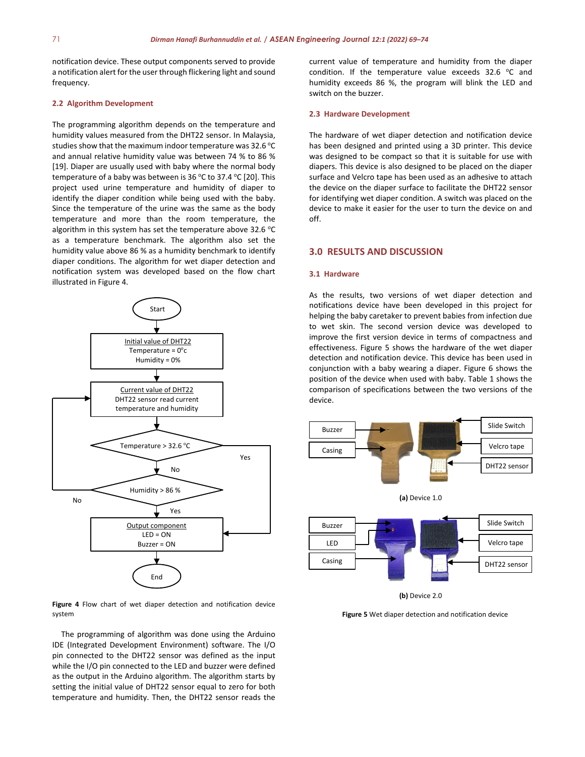notification device. These output components served to provide a notification alert for the user through flickering light and sound frequency.

### 2.2 Algorithm Development

The programming algorithm depends on the temperature and humidity values measured from the DHT22 sensor. In Malaysia, studies show that the maximum indoor temperature was 32.6 °C and annual relative humidity value was between 74 % to 86 % [19]. Diaper are usually used with baby where the normal body temperature of a baby was between is 36 °C to 37.4 °C [20]. This project used urine temperature and humidity of diaper to identify the diaper condition while being used with the baby. Since the temperature of the urine was the same as the body temperature and more than the room temperature, the algorithm in this system has set the temperature above 32.6 °C as a temperature benchmark. The algorithm also set the humidity value above 86 % as a humidity benchmark to identify diaper conditions. The algorithm for wet diaper detection and notification system was developed based on the flow chart illustrated in Figure 4.

**Figure 4** Flow chart of wet diaper detection and notification device system

The programming of algorithm was done using the Arduino IDE (Integrated Development Environment) software. The I/O pin connected to the DHT22 sensor was defined as the input while the I/O pin connected to the LED and buzzer were defined as the output in the Arduino algorithm. The algorithm starts by setting the initial value of DHT22 sensor equal to zero for both temperature and humidity. Then, the DHT22 sensor reads the current value of temperature and humidity from the diaper condition. If the temperature value exceeds 32.6 °C and humidity exceeds 86 %, the program will blink the LED and switch on the buzzer.

### 2.3 Hardware Development

The hardware of wet diaper detection and notification device has been designed and printed using a 3D printer. This device was designed to be compact so that it is suitable for use with diapers. This device is also designed to be placed on the diaper surface and Velcro tape has been used as an adhesive to attach the device on the diaper surface to facilitate the DHT22 sensor for identifying wet diaper condition. A switch was placed on the device to make it easier for the user to turn the device on and off.

## 3.0 RESULTS AND DISCUSSION

### 3.1 Hardware

As the results, two versions of wet diaper detection and notifications device have been developed in this project for helping the baby caretaker to prevent babies from infection due to wet skin. The second version device was developed to improve the first version device in terms of compactness and effectiveness. Figure 5 shows the hardware of the wet diaper detection and notification device. This device has been used in conjunction with a baby wearing a diaper. Figure 6 shows the position of the device when used with baby. Table 1 shows the comparison of specifications between the two versions of the device.

**(a)** Device 1.0

**(b)** Device 2.0

**Figure 5** Wet diaper detection and notification device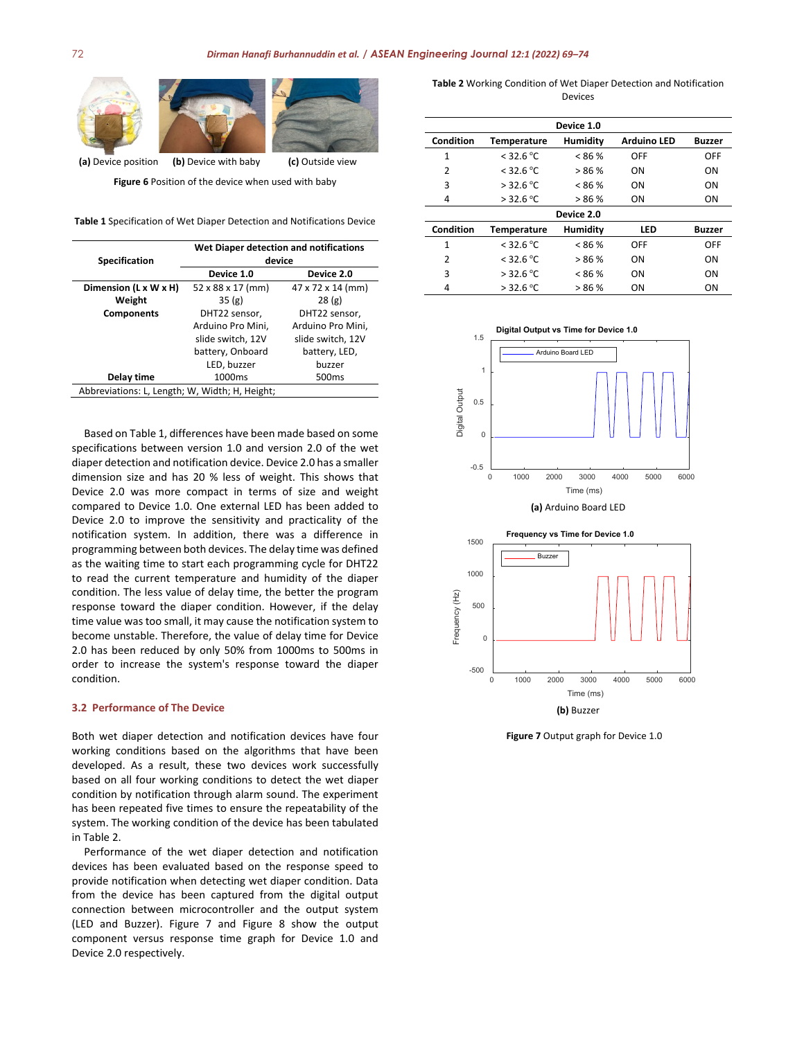(a) Device position (b) Device with baby (c) Outside view

Figure 6 Position of the device when used with baby

Table 1 Specification of Wet Diaper Detection and Notifications Device

| Specification | Wet Diaper detection and notifications device | |
|---|---|---|
| | Device 1.0 | Device 2.0 |
| **Dimension (L x W x H)** | 52 x 88 x 17 (mm) | 47 x 72 x 14 (mm) |
| **Weight** | 35 (g) | 28 (g) |
| **Components** | DHT22 sensor, Arduino Pro Mini, slide switch, 12V battery, Onboard LED, buzzer | DHT22 sensor, Arduino Pro Mini, slide switch, 12V battery, LED, buzzer |
| **Delay time** | 1000ms | 500ms |

Abbreviations: L, Length; W, Width; H, Height;

Based on Table 1, differences have been made based on some specifications between version 1.0 and version 2.0 of the wet diaper detection and notification device. Device 2.0 has a smaller dimension size and has 20 % less of weight. This shows that Device 2.0 was more compact in terms of size and weight compared to Device 1.0. One external LED has been added to Device 2.0 to improve the sensitivity and practicality of the notification system. In addition, there was a difference in programming between both devices. The delay time was defined as the waiting time to start each programming cycle for DHT22 to read the current temperature and humidity of the diaper condition. The less value of delay time, the better the program response toward the diaper condition. However, if the delay time value was too small, it may cause the notification system to become unstable. Therefore, the value of delay time for Device 2.0 has been reduced by only 50% from 1000ms to 500ms in order to increase the system's response toward the diaper condition.

## 3.2 Performance of The Device

Both wet diaper detection and notification devices have four working conditions based on the algorithms that have been developed. As a result, these two devices work successfully based on all four working conditions to detect the wet diaper condition by notification through alarm sound. The experiment has been repeated five times to ensure the repeatability of the system. The working condition of the device has been tabulated in Table 2.

Performance of the wet diaper detection and notification devices has been evaluated based on the response speed to provide notification when detecting wet diaper condition. Data from the device has been captured from the digital output connection between microcontroller and the output system (LED and Buzzer). Figure 7 and Figure 8 show the output component versus response time graph for Device 1.0 and Device 2.0 respectively.

Table 2 Working Condition of Wet Diaper Detection and Notification Devices

| Condition | Temperature | Humidity | Arduino LED | Buzzer |
|---|---|---|---|---|
| **Device 1.0** | | | | |
| 1 | < 32.6 °C | < 86 % | OFF | OFF |
| 2 | < 32.6 °C | > 86 % | ON | ON |
| 3 | > 32.6 °C | < 86 % | ON | ON |
| 4 | > 32.6 °C | > 86 % | ON | ON |
| **Device 2.0** | | | | |
| **Condition** | **Temperature** | **Humidity** | **LED** | **Buzzer** |
| 1 | < 32.6 °C | < 86 % | OFF | OFF |
| 2 | < 32.6 °C | > 86 % | ON | ON |
| 3 | > 32.6 °C | < 86 % | ON | ON |
| 4 | > 32.6 °C | > 86 % | ON | ON |

(a) Arduino Board LED

(b) Buzzer

Figure 7 Output graph for Device 1.0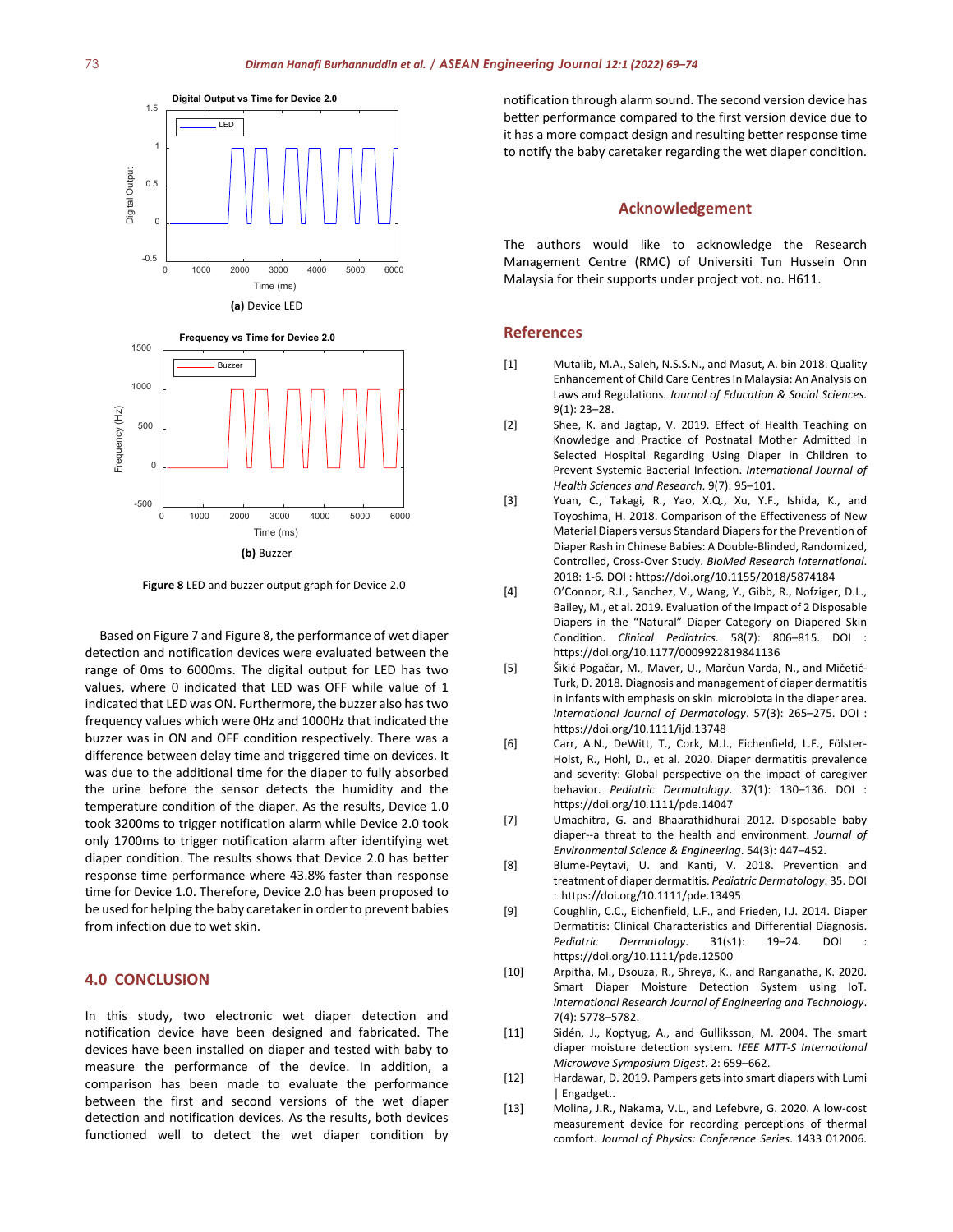(a) Device LED

(b) Buzzer

**Figure 8** LED and buzzer output graph for Device 2.0

Based on Figure 7 and Figure 8, the performance of wet diaper detection and notification devices were evaluated between the range of 0ms to 6000ms. The digital output for LED has two values, where 0 indicated that LED was OFF while value of 1 indicated that LED was ON. Furthermore, the buzzer also has two frequency values which were 0Hz and 1000Hz that indicated the buzzer was in ON and OFF condition respectively. There was a difference between delay time and triggered time on devices. It was due to the additional time for the diaper to fully absorbed the urine before the sensor detects the humidity and the temperature condition of the diaper. As the results, Device 1.0 took 3200ms to trigger notification alarm while Device 2.0 took only 1700ms to trigger notification alarm after identifying wet diaper condition. The results shows that Device 2.0 has better response time performance where 43.8% faster than response time for Device 1.0. Therefore, Device 2.0 has been proposed to be used for helping the baby caretaker in order to prevent babies from infection due to wet skin.

## 4.0 CONCLUSION

In this study, two electronic wet diaper detection and notification device have been designed and fabricated. The devices have been installed on diaper and tested with baby to measure the performance of the device. In addition, a comparison has been made to evaluate the performance between the first and second versions of the wet diaper detection and notification devices. As the results, both devices functioned well to detect the wet diaper condition by notification through alarm sound. The second version device has better performance compared to the first version device due to it has a more compact design and resulting better response time to notify the baby caretaker regarding the wet diaper condition.

## Acknowledgement

The authors would like to acknowledge the Research Management Centre (RMC) of Universiti Tun Hussein Onn Malaysia for their supports under project vot. no. H611.

## References

[1] Mutalib, M.A., Saleh, N.S.S.N., and Masut, A. bin 2018. Quality Enhancement of Child Care Centres In Malaysia: An Analysis on Laws and Regulations. *Journal of Education & Social Sciences*. 9(1): 23–28.

[2] Shee, K. and Jagtap, V. 2019. Effect of Health Teaching on Knowledge and Practice of Postnatal Mother Admitted In Selected Hospital Regarding Using Diaper in Children to Prevent Systemic Bacterial Infection. *International Journal of Health Sciences and Research*. 9(7): 95–101.

[3] Yuan, C., Takagi, R., Yao, X.Q., Xu, Y.F., Ishida, K., and Toyoshima, H. 2018. Comparison of the Effectiveness of New Material Diapers versus Standard Diapers for the Prevention of Diaper Rash in Chinese Babies: A Double-Blinded, Randomized, Controlled, Cross-Over Study. *BioMed Research International*. 2018: 1-6. DOI : https://doi.org/10.1155/2018/5874184

[4] O'Connor, R.J., Sanchez, V., Wang, Y., Gibb, R., Nofziger, D.L., Bailey, M., et al. 2019. Evaluation of the Impact of 2 Disposable Diapers in the "Natural" Diaper Category on Diapered Skin Condition. *Clinical Pediatrics*. 58(7): 806–815. DOI : https://doi.org/10.1177/0009922819841136

[5] Šikić Pogačar, M., Maver, U., Marčun Varda, N., and Mičetić-Turk, D. 2018. Diagnosis and management of diaper dermatitis in infants with emphasis on skin microbiota in the diaper area. *International Journal of Dermatology*. 57(3): 265–275. DOI : https://doi.org/10.1111/ijd.13748

[6] Carr, A.N., DeWitt, T., Cork, M.J., Eichenfield, L.F., Fölster-Holst, R., Hohl, D., et al. 2020. Diaper dermatitis prevalence and severity: Global perspective on the impact of caregiver behavior. *Pediatric Dermatology*. 37(1): 130–136. DOI : https://doi.org/10.1111/pde.14047

[7] Umachitra, G. and Bhaarathidhurai 2012. Disposable baby diaper--a threat to the health and environment. *Journal of Environmental Science & Engineering*. 54(3): 447–452.

[8] Blume-Peytavi, U. and Kanti, V. 2018. Prevention and treatment of diaper dermatitis. *Pediatric Dermatology*. 35. DOI : https://doi.org/10.1111/pde.13495

[9] Coughlin, C.C., Eichenfield, L.F., and Frieden, I.J. 2014. Diaper Dermatitis: Clinical Characteristics and Differential Diagnosis. *Pediatric Dermatology*. 31(s1): 19–24. DOI : https://doi.org/10.1111/pde.12500

[10] Arpitha, M., Dsouza, R., Shreya, K., and Ranganatha, K. 2020. Smart Diaper Moisture Detection System using IoT. *International Research Journal of Engineering and Technology*. 7(4): 5778–5782.

[11] Sidén, J., Koptyug, A., and Gulliksson, M. 2004. The smart diaper moisture detection system. *IEEE MTT-S International Microwave Symposium Digest*. 2: 659–662.

[12] Hardawar, D. 2019. Pampers gets into smart diapers with Lumi | Engadget..

[13] Molina, J.R., Nakama, V.L., and Lefebvre, G. 2020. A low-cost measurement device for recording perceptions of thermal comfort. *Journal of Physics: Conference Series*. 1433 012006.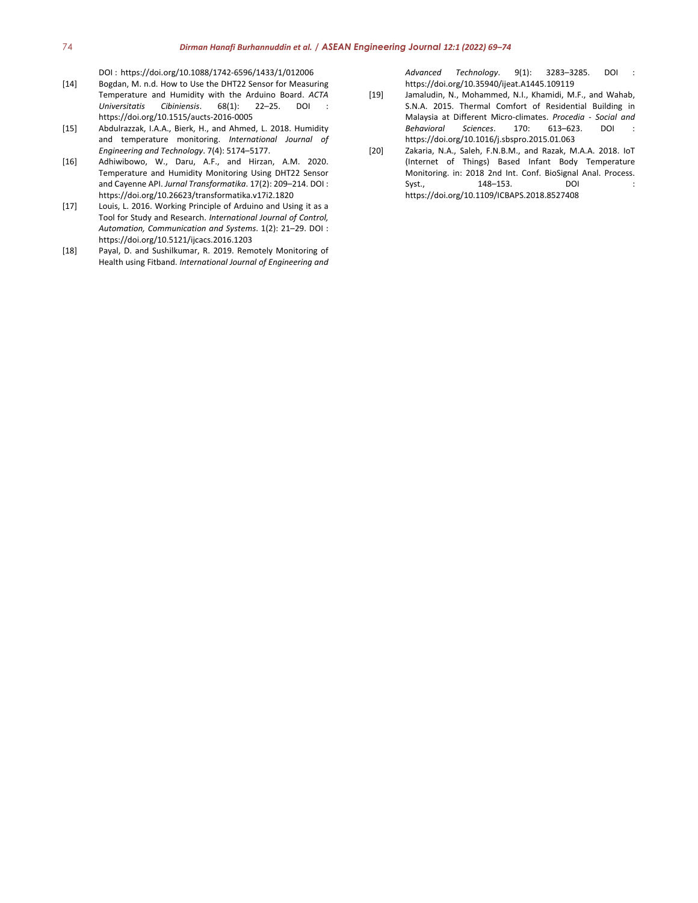DOI : https://doi.org/10.1088/1742-6596/1433/1/012006

[14] Bogdan, M. n.d. How to Use the DHT22 Sensor for Measuring Temperature and Humidity with the Arduino Board. *ACTA Universitatis Cibiniensis*. 68(1): 22–25. DOI : https://doi.org/10.1515/aucts-2016-0005

[15] Abdulrazzak, I.A.A., Bierk, H., and Ahmed, L. 2018. Humidity and temperature monitoring. *International Journal of Engineering and Technology*. 7(4): 5174–5177.

[16] Adhiwibowo, W., Daru, A.F., and Hirzan, A.M. 2020. Temperature and Humidity Monitoring Using DHT22 Sensor and Cayenne API. *Jurnal Transformatika*. 17(2): 209–214. DOI : https://doi.org/10.26623/transformatika.v17i2.1820

[17] Louis, L. 2016. Working Principle of Arduino and Using it as a Tool for Study and Research. *International Journal of Control, Automation, Communication and Systems*. 1(2): 21–29. DOI : https://doi.org/10.5121/ijcacs.2016.1203

[18] Payal, D. and Sushilkumar, R. 2019. Remotely Monitoring of Health using Fitband. *International Journal of Engineering and Advanced Technology*. 9(1): 3283–3285. DOI : https://doi.org/10.35940/ijeat.A1445.109119

[19] Jamaludin, N., Mohammed, N.I., Khamidi, M.F., and Wahab, S.N.A. 2015. Thermal Comfort of Residential Building in Malaysia at Different Micro-climates. *Procedia - Social and Behavioral Sciences*. 170: 613–623. DOI : https://doi.org/10.1016/j.sbspro.2015.01.063

[20] Zakaria, N.A., Saleh, F.N.B.M., and Razak, M.A.A. 2018. IoT (Internet of Things) Based Infant Body Temperature Monitoring. in: 2018 2nd Int. Conf. BioSignal Anal. Process. Syst., 148–153. DOI : https://doi.org/10.1109/ICBAPS.2018.8527408